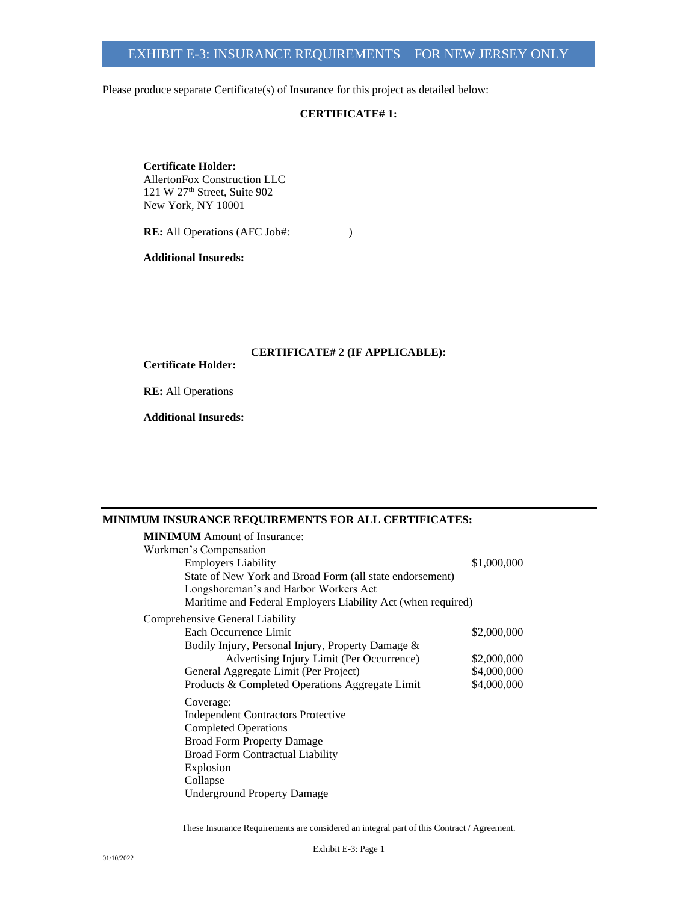# EXHIBIT E-3: INSURANCE REQUIREMENTS – FOR NEW JERSEY ONLY

Please produce separate Certificate(s) of Insurance for this project as detailed below:

**CERTIFICATE# 1:**

**Certificate Holder:**
AllertonFox Construction LLC
121 W 27th Street, Suite 902
New York, NY 10001

**RE:** All Operations (AFC Job#: )

**Additional Insureds:**

**CERTIFICATE# 2 (IF APPLICABLE):**

**Certificate Holder:**

**RE:** All Operations

**Additional Insureds:**

---

**MINIMUM INSURANCE REQUIREMENTS FOR ALL CERTIFICATES:**

<u>**MINIMUM** Amount of Insurance:</u>

Workmen's Compensation

- Employers Liability — $1,000,000
- State of New York and Broad Form (all state endorsement)
- Longshoreman's and Harbor Workers Act
- Maritime and Federal Employers Liability Act (when required)

Comprehensive General Liability

- Each Occurrence Limit — $2,000,000
- Bodily Injury, Personal Injury, Property Damage & Advertising Injury Limit (Per Occurrence) — $2,000,000
- General Aggregate Limit (Per Project) — $4,000,000
- Products & Completed Operations Aggregate Limit — $4,000,000

Coverage:
- Independent Contractors Protective
- Completed Operations
- Broad Form Property Damage
- Broad Form Contractual Liability
- Explosion
- Collapse
- Underground Property Damage

These Insurance Requirements are considered an integral part of this Contract / Agreement.

01/10/2022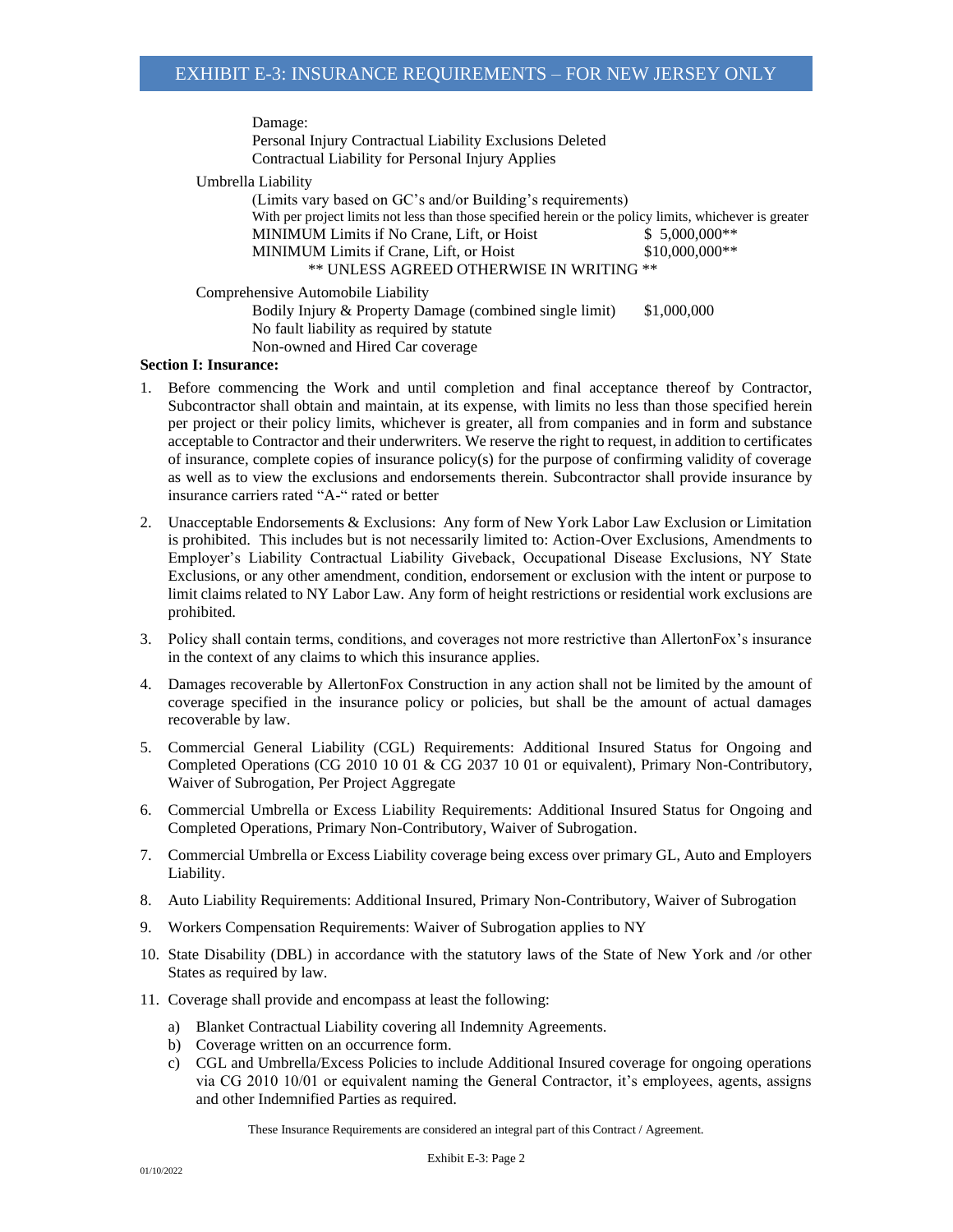Damage:
Personal Injury Contractual Liability Exclusions Deleted
Contractual Liability for Personal Injury Applies

Umbrella Liability
(Limits vary based on GC's and/or Building's requirements)
With per project limits not less than those specified herein or the policy limits, whichever is greater

| | |
|---|---|
| MINIMUM Limits if No Crane, Lift, or Hoist | $ 5,000,000** |
| MINIMUM Limits if Crane, Lift, or Hoist | $10,000,000** |

** UNLESS AGREED OTHERWISE IN WRITING **

Comprehensive Automobile Liability

| | |
|---|---|
| Bodily Injury & Property Damage (combined single limit) | $1,000,000 |

No fault liability as required by statute
Non-owned and Hired Car coverage

**Section I: Insurance:**

1. Before commencing the Work and until completion and final acceptance thereof by Contractor, Subcontractor shall obtain and maintain, at its expense, with limits no less than those specified herein per project or their policy limits, whichever is greater, all from companies and in form and substance acceptable to Contractor and their underwriters. We reserve the right to request, in addition to certificates of insurance, complete copies of insurance policy(s) for the purpose of confirming validity of coverage as well as to view the exclusions and endorsements therein. Subcontractor shall provide insurance by insurance carriers rated "A-" rated or better

2. Unacceptable Endorsements & Exclusions: Any form of New York Labor Law Exclusion or Limitation is prohibited. This includes but is not necessarily limited to: Action-Over Exclusions, Amendments to Employer's Liability Contractual Liability Giveback, Occupational Disease Exclusions, NY State Exclusions, or any other amendment, condition, endorsement or exclusion with the intent or purpose to limit claims related to NY Labor Law. Any form of height restrictions or residential work exclusions are prohibited.

3. Policy shall contain terms, conditions, and coverages not more restrictive than AllertonFox's insurance in the context of any claims to which this insurance applies.

4. Damages recoverable by AllertonFox Construction in any action shall not be limited by the amount of coverage specified in the insurance policy or policies, but shall be the amount of actual damages recoverable by law.

5. Commercial General Liability (CGL) Requirements: Additional Insured Status for Ongoing and Completed Operations (CG 2010 10 01 & CG 2037 10 01 or equivalent), Primary Non-Contributory, Waiver of Subrogation, Per Project Aggregate

6. Commercial Umbrella or Excess Liability Requirements: Additional Insured Status for Ongoing and Completed Operations, Primary Non-Contributory, Waiver of Subrogation.

7. Commercial Umbrella or Excess Liability coverage being excess over primary GL, Auto and Employers Liability.

8. Auto Liability Requirements: Additional Insured, Primary Non-Contributory, Waiver of Subrogation

9. Workers Compensation Requirements: Waiver of Subrogation applies to NY

10. State Disability (DBL) in accordance with the statutory laws of the State of New York and /or other States as required by law.

11. Coverage shall provide and encompass at least the following:
    a) Blanket Contractual Liability covering all Indemnity Agreements.
    b) Coverage written on an occurrence form.
    c) CGL and Umbrella/Excess Policies to include Additional Insured coverage for ongoing operations via CG 2010 10/01 or equivalent naming the General Contractor, it's employees, agents, assigns and other Indemnified Parties as required.

These Insurance Requirements are considered an integral part of this Contract / Agreement.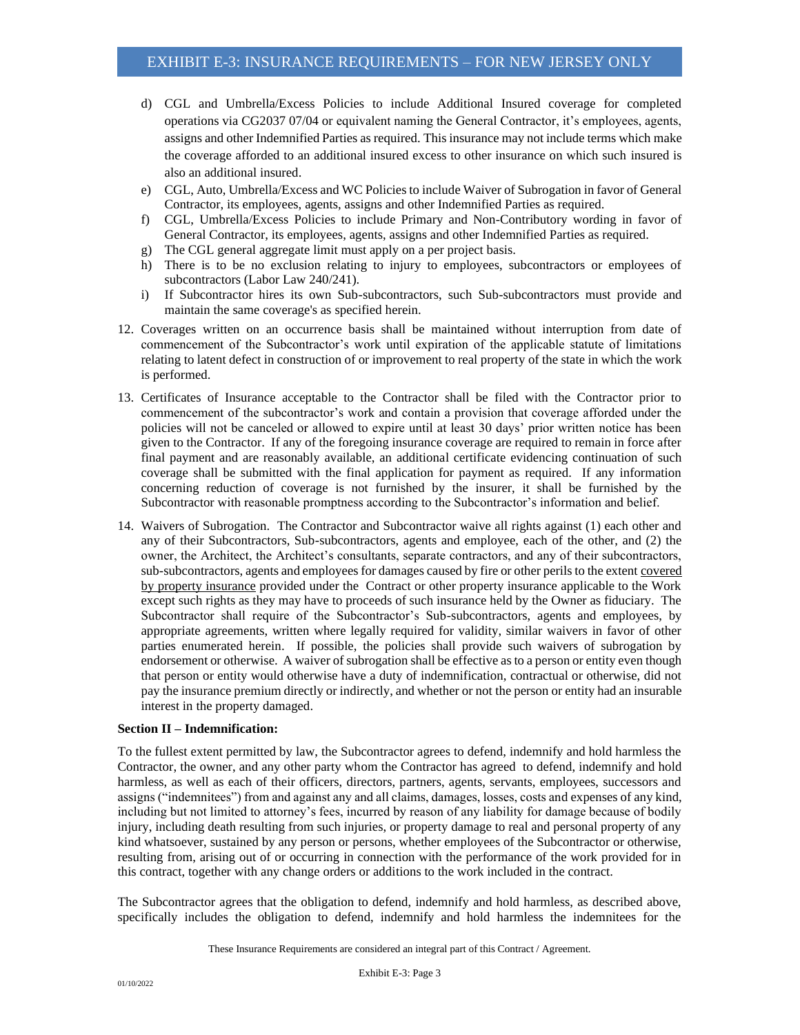d) CGL and Umbrella/Excess Policies to include Additional Insured coverage for completed operations via CG2037 07/04 or equivalent naming the General Contractor, it's employees, agents, assigns and other Indemnified Parties as required. This insurance may not include terms which make the coverage afforded to an additional insured excess to other insurance on which such insured is also an additional insured.
e) CGL, Auto, Umbrella/Excess and WC Policies to include Waiver of Subrogation in favor of General Contractor, its employees, agents, assigns and other Indemnified Parties as required.
f) CGL, Umbrella/Excess Policies to include Primary and Non-Contributory wording in favor of General Contractor, its employees, agents, assigns and other Indemnified Parties as required.
g) The CGL general aggregate limit must apply on a per project basis.
h) There is to be no exclusion relating to injury to employees, subcontractors or employees of subcontractors (Labor Law 240/241).
i) If Subcontractor hires its own Sub-subcontractors, such Sub-subcontractors must provide and maintain the same coverage's as specified herein.

12. Coverages written on an occurrence basis shall be maintained without interruption from date of commencement of the Subcontractor's work until expiration of the applicable statute of limitations relating to latent defect in construction of or improvement to real property of the state in which the work is performed.

13. Certificates of Insurance acceptable to the Contractor shall be filed with the Contractor prior to commencement of the subcontractor's work and contain a provision that coverage afforded under the policies will not be canceled or allowed to expire until at least 30 days' prior written notice has been given to the Contractor. If any of the foregoing insurance coverage are required to remain in force after final payment and are reasonably available, an additional certificate evidencing continuation of such coverage shall be submitted with the final application for payment as required. If any information concerning reduction of coverage is not furnished by the insurer, it shall be furnished by the Subcontractor with reasonable promptness according to the Subcontractor's information and belief.

14. Waivers of Subrogation. The Contractor and Subcontractor waive all rights against (1) each other and any of their Subcontractors, Sub-subcontractors, agents and employee, each of the other, and (2) the owner, the Architect, the Architect's consultants, separate contractors, and any of their subcontractors, sub-subcontractors, agents and employees for damages caused by fire or other perils to the extent covered by property insurance provided under the Contract or other property insurance applicable to the Work except such rights as they may have to proceeds of such insurance held by the Owner as fiduciary. The Subcontractor shall require of the Subcontractor's Sub-subcontractors, agents and employees, by appropriate agreements, written where legally required for validity, similar waivers in favor of other parties enumerated herein. If possible, the policies shall provide such waivers of subrogation by endorsement or otherwise. A waiver of subrogation shall be effective as to a person or entity even though that person or entity would otherwise have a duty of indemnification, contractual or otherwise, did not pay the insurance premium directly or indirectly, and whether or not the person or entity had an insurable interest in the property damaged.

**Section II – Indemnification:**

To the fullest extent permitted by law, the Subcontractor agrees to defend, indemnify and hold harmless the Contractor, the owner, and any other party whom the Contractor has agreed to defend, indemnify and hold harmless, as well as each of their officers, directors, partners, agents, servants, employees, successors and assigns ("indemnitees") from and against any and all claims, damages, losses, costs and expenses of any kind, including but not limited to attorney's fees, incurred by reason of any liability for damage because of bodily injury, including death resulting from such injuries, or property damage to real and personal property of any kind whatsoever, sustained by any person or persons, whether employees of the Subcontractor or otherwise, resulting from, arising out of or occurring in connection with the performance of the work provided for in this contract, together with any change orders or additions to the work included in the contract.

The Subcontractor agrees that the obligation to defend, indemnify and hold harmless, as described above, specifically includes the obligation to defend, indemnify and hold harmless the indemnitees for the

These Insurance Requirements are considered an integral part of this Contract / Agreement.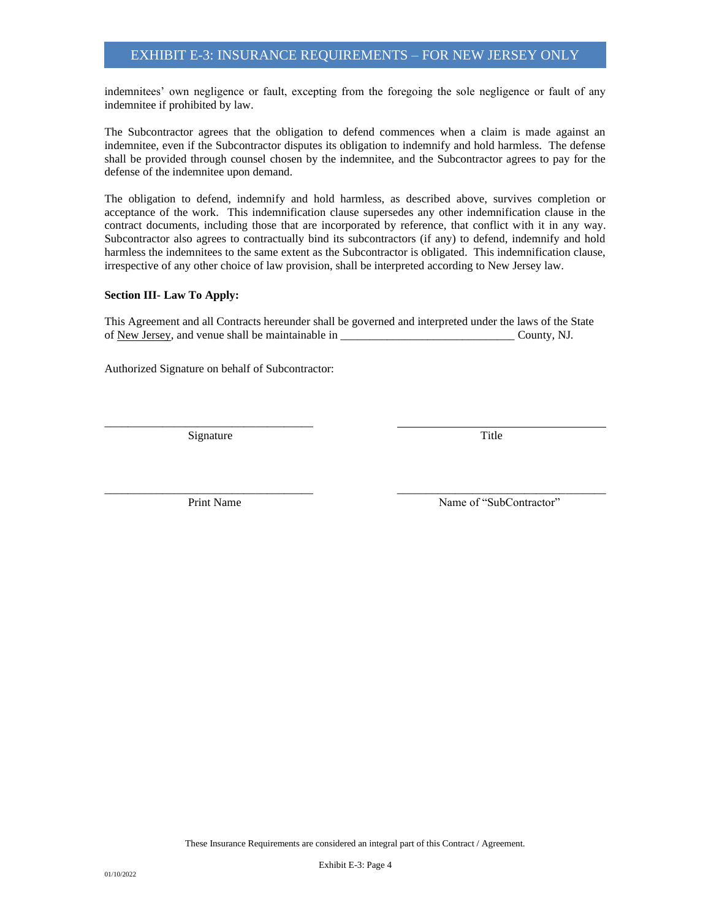indemnitees' own negligence or fault, excepting from the foregoing the sole negligence or fault of any indemnitee if prohibited by law.

The Subcontractor agrees that the obligation to defend commences when a claim is made against an indemnitee, even if the Subcontractor disputes its obligation to indemnify and hold harmless. The defense shall be provided through counsel chosen by the indemnitee, and the Subcontractor agrees to pay for the defense of the indemnitee upon demand.

The obligation to defend, indemnify and hold harmless, as described above, survives completion or acceptance of the work. This indemnification clause supersedes any other indemnification clause in the contract documents, including those that are incorporated by reference, that conflict with it in any way. Subcontractor also agrees to contractually bind its subcontractors (if any) to defend, indemnify and hold harmless the indemnitees to the same extent as the Subcontractor is obligated. This indemnification clause, irrespective of any other choice of law provision, shall be interpreted according to New Jersey law.

**Section III- Law To Apply:**

This Agreement and all Contracts hereunder shall be governed and interpreted under the laws of the State of New Jersey, and venue shall be maintainable in _____________________________ County, NJ.

Authorized Signature on behalf of Subcontractor:

___________________________________ Signature

___________________________________ Title

___________________________________ Print Name

___________________________________ Name of "SubContractor"

These Insurance Requirements are considered an integral part of this Contract / Agreement.

01/10/2022